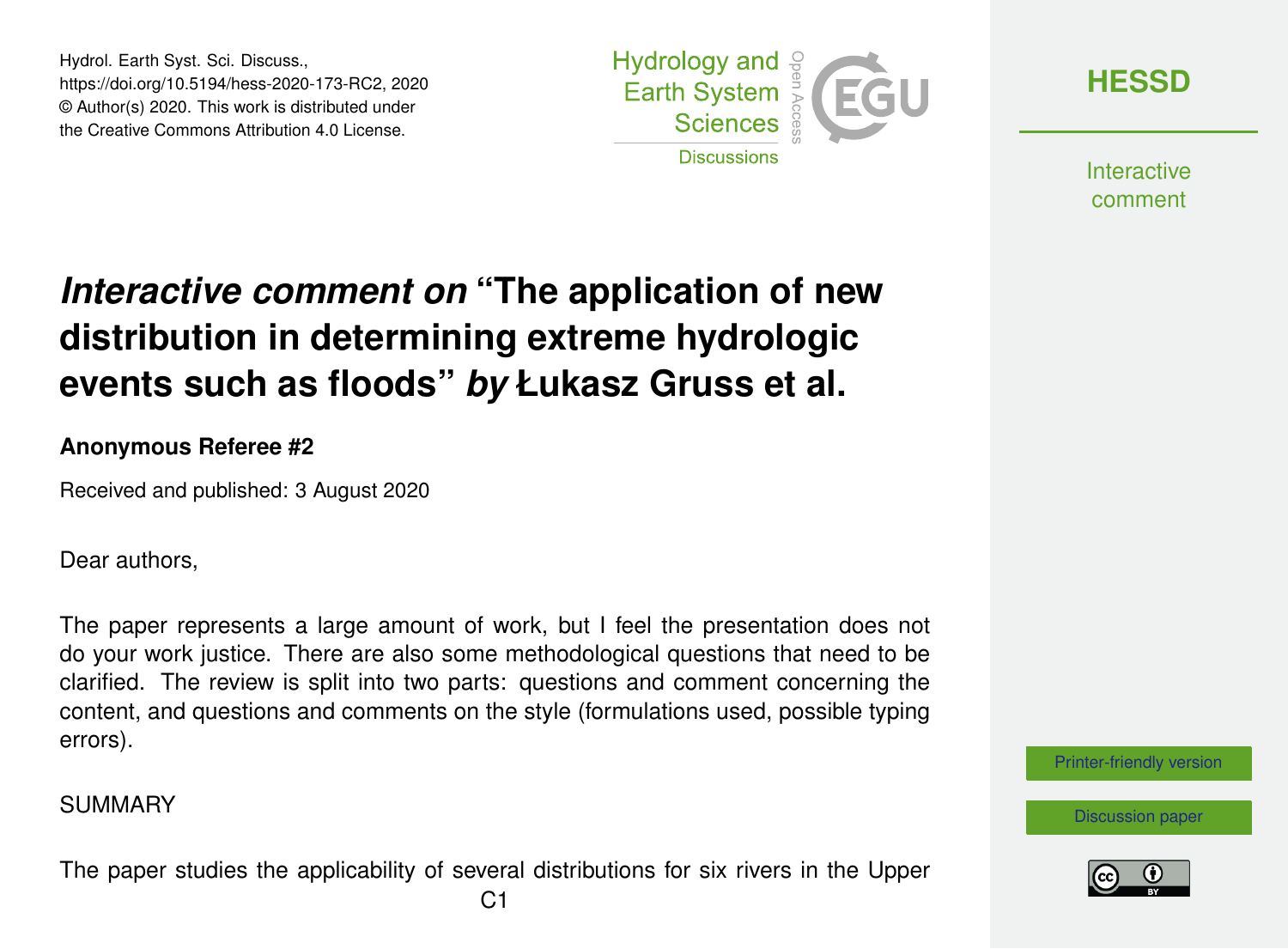# *Interactive comment on* "The application of new distribution in determining extreme hydrologic events such as floods" *by* Łukasz Gruss et al.

**Anonymous Referee #2**

Received and published: 3 August 2020

Dear authors,

The paper represents a large amount of work, but I feel the presentation does not do your work justice. There are also some methodological questions that need to be clarified. The review is split into two parts: questions and comment concerning the content, and questions and comments on the style (formulations used, possible typing errors).

SUMMARY

The paper studies the applicability of several distributions for six rivers in the Upper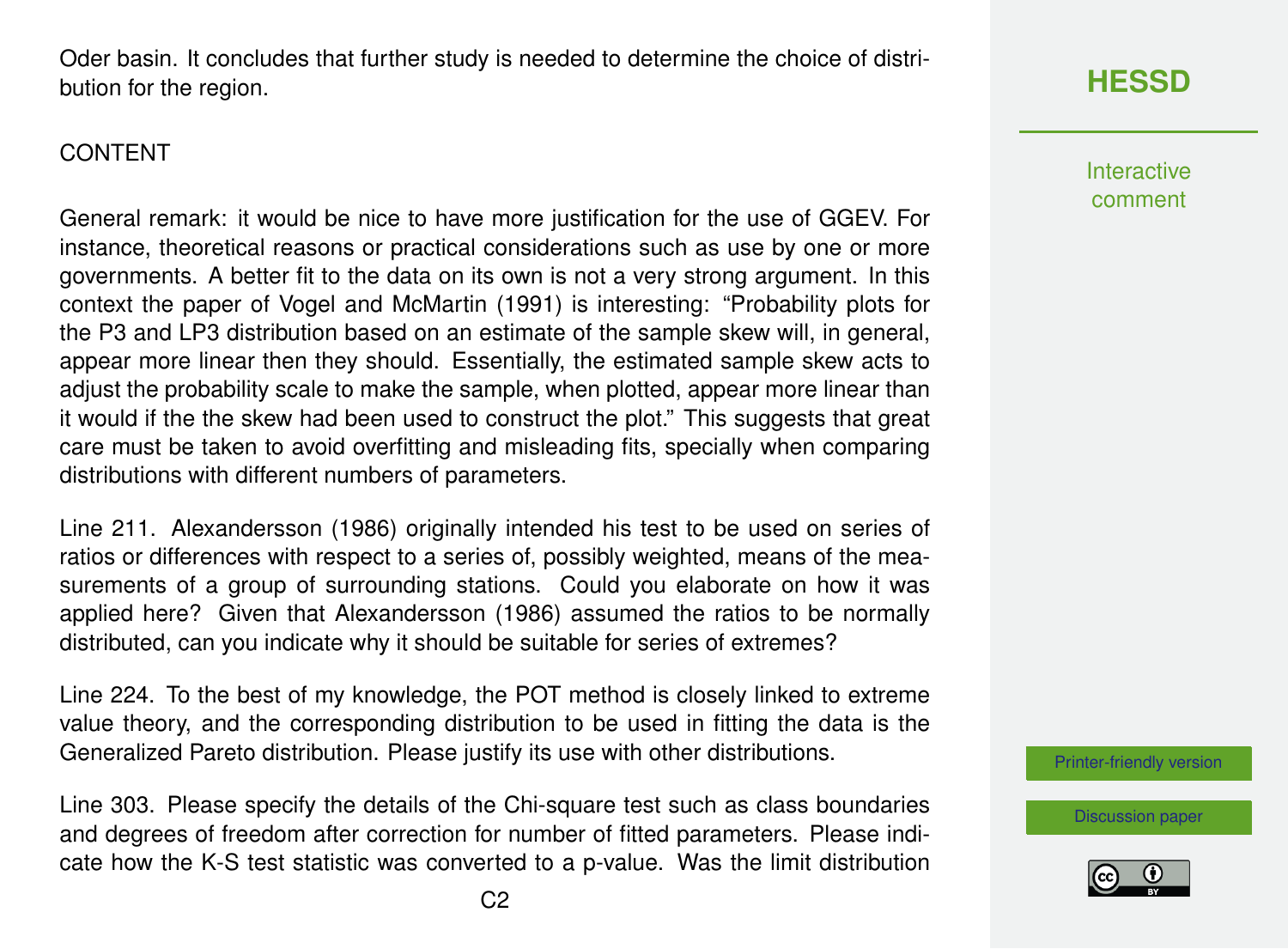Oder basin. It concludes that further study is needed to determine the choice of distribution for the region.

CONTENT

General remark: it would be nice to have more justification for the use of GGEV. For instance, theoretical reasons or practical considerations such as use by one or more governments. A better fit to the data on its own is not a very strong argument. In this context the paper of Vogel and McMartin (1991) is interesting: "Probability plots for the P3 and LP3 distribution based on an estimate of the sample skew will, in general, appear more linear then they should. Essentially, the estimated sample skew acts to adjust the probability scale to make the sample, when plotted, appear more linear than it would if the the skew had been used to construct the plot." This suggests that great care must be taken to avoid overfitting and misleading fits, specially when comparing distributions with different numbers of parameters.

Line 211. Alexandersson (1986) originally intended his test to be used on series of ratios or differences with respect to a series of, possibly weighted, means of the measurements of a group of surrounding stations. Could you elaborate on how it was applied here? Given that Alexandersson (1986) assumed the ratios to be normally distributed, can you indicate why it should be suitable for series of extremes?

Line 224. To the best of my knowledge, the POT method is closely linked to extreme value theory, and the corresponding distribution to be used in fitting the data is the Generalized Pareto distribution. Please justify its use with other distributions.

Line 303. Please specify the details of the Chi-square test such as class boundaries and degrees of freedom after correction for number of fitted parameters. Please indicate how the K-S test statistic was converted to a p-value. Was the limit distribution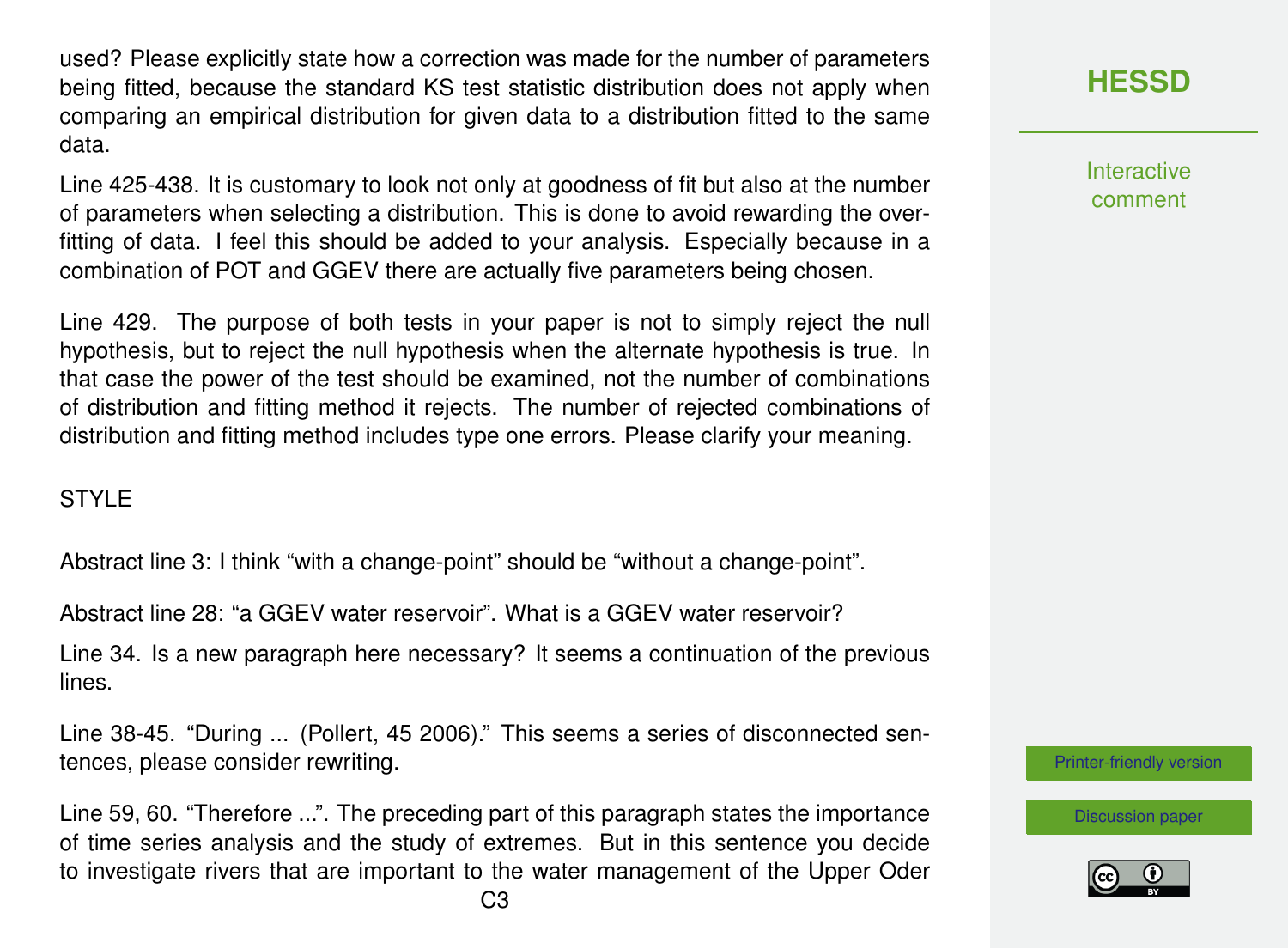used? Please explicitly state how a correction was made for the number of parameters being fitted, because the standard KS test statistic distribution does not apply when comparing an empirical distribution for given data to a distribution fitted to the same data.

Line 425-438. It is customary to look not only at goodness of fit but also at the number of parameters when selecting a distribution. This is done to avoid rewarding the overfitting of data. I feel this should be added to your analysis. Especially because in a combination of POT and GGEV there are actually five parameters being chosen.

Line 429. The purpose of both tests in your paper is not to simply reject the null hypothesis, but to reject the null hypothesis when the alternate hypothesis is true. In that case the power of the test should be examined, not the number of combinations of distribution and fitting method it rejects. The number of rejected combinations of distribution and fitting method includes type one errors. Please clarify your meaning.

STYLE

Abstract line 3: I think “with a change-point” should be “without a change-point”.

Abstract line 28: “a GGEV water reservoir”. What is a GGEV water reservoir?

Line 34. Is a new paragraph here necessary? It seems a continuation of the previous lines.

Line 38-45. “During ... (Pollert, 45 2006).” This seems a series of disconnected sentences, please consider rewriting.

Line 59, 60. “Therefore ...”. The preceding part of this paragraph states the importance of time series analysis and the study of extremes. But in this sentence you decide to investigate rivers that are important to the water management of the Upper Oder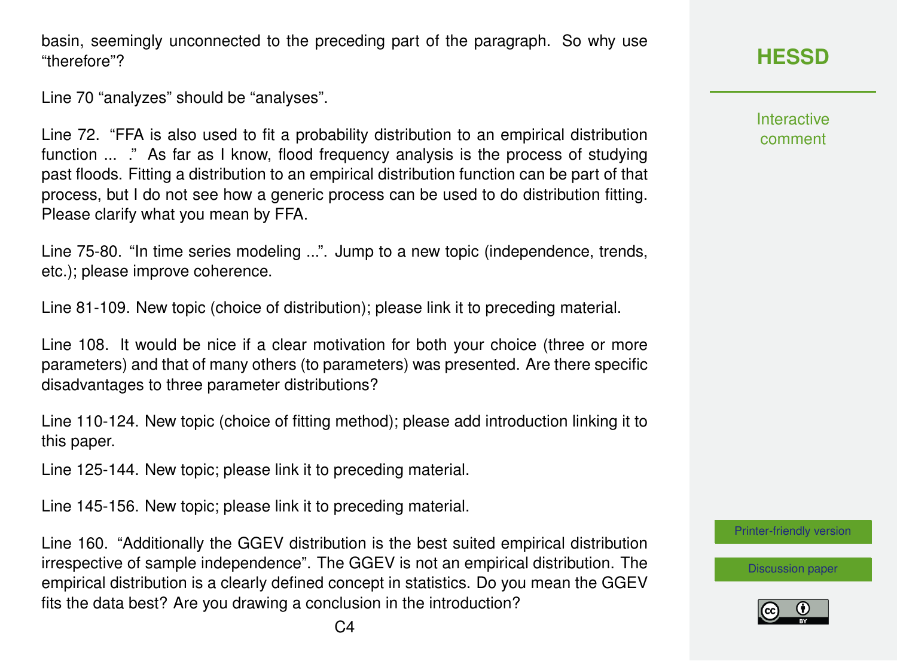basin, seemingly unconnected to the preceding part of the paragraph. So why use "therefore"?

Line 70 "analyzes" should be "analyses".

Line 72. "FFA is also used to fit a probability distribution to an empirical distribution function ... ." As far as I know, flood frequency analysis is the process of studying past floods. Fitting a distribution to an empirical distribution function can be part of that process, but I do not see how a generic process can be used to do distribution fitting. Please clarify what you mean by FFA.

Line 75-80. "In time series modeling ...". Jump to a new topic (independence, trends, etc.); please improve coherence.

Line 81-109. New topic (choice of distribution); please link it to preceding material.

Line 108. It would be nice if a clear motivation for both your choice (three or more parameters) and that of many others (to parameters) was presented. Are there specific disadvantages to three parameter distributions?

Line 110-124. New topic (choice of fitting method); please add introduction linking it to this paper.

Line 125-144. New topic; please link it to preceding material.

Line 145-156. New topic; please link it to preceding material.

Line 160. "Additionally the GGEV distribution is the best suited empirical distribution irrespective of sample independence". The GGEV is not an empirical distribution. The empirical distribution is a clearly defined concept in statistics. Do you mean the GGEV fits the data best? Are you drawing a conclusion in the introduction?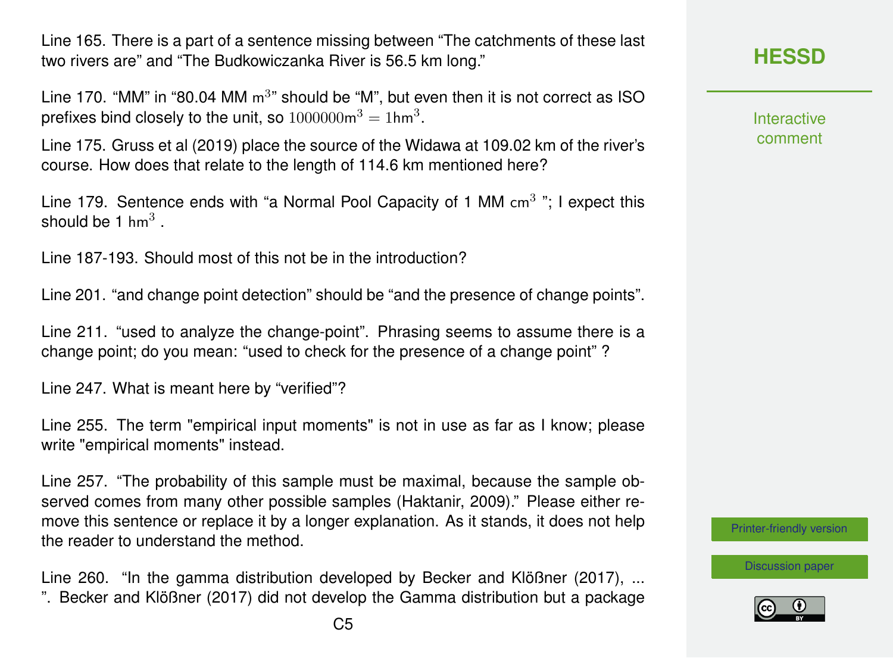Line 165. There is a part of a sentence missing between "The catchments of these last two rivers are" and "The Budkowiczanka River is 56.5 km long."

Line 170. "MM" in "80.04 MM $\mathrm{m}^3$" should be "M", but even then it is not correct as ISO prefixes bind closely to the unit, so $1000000\mathrm{m}^3 = 1\mathrm{hm}^3$.

Line 175. Gruss et al (2019) place the source of the Widawa at 109.02 km of the river's course. How does that relate to the length of 114.6 km mentioned here?

Line 179. Sentence ends with "a Normal Pool Capacity of 1 MM $\mathrm{cm}^3$ "; I expect this should be 1 $\mathrm{hm}^3$ .

Line 187-193. Should most of this not be in the introduction?

Line 201. "and change point detection" should be "and the presence of change points".

Line 211. "used to analyze the change-point". Phrasing seems to assume there is a change point; do you mean: "used to check for the presence of a change point" ?

Line 247. What is meant here by "verified"?

Line 255. The term "empirical input moments" is not in use as far as I know; please write "empirical moments" instead.

Line 257. "The probability of this sample must be maximal, because the sample observed comes from many other possible samples (Haktanir, 2009)." Please either remove this sentence or replace it by a longer explanation. As it stands, it does not help the reader to understand the method.

Line 260. "In the gamma distribution developed by Becker and Klößner (2017), ... ". Becker and Klößner (2017) did not develop the Gamma distribution but a package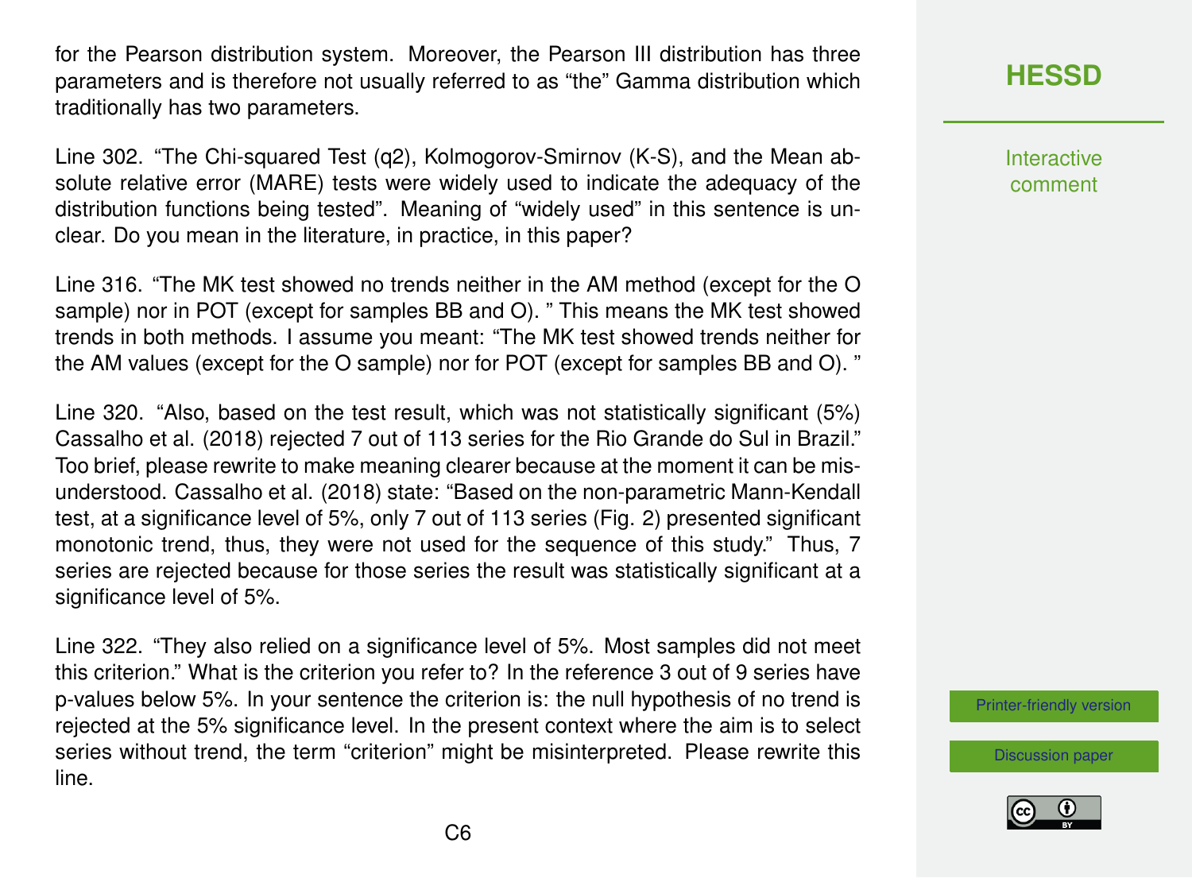for the Pearson distribution system. Moreover, the Pearson III distribution has three parameters and is therefore not usually referred to as "the" Gamma distribution which traditionally has two parameters.

Line 302. "The Chi-squared Test (q2), Kolmogorov-Smirnov (K-S), and the Mean absolute relative error (MARE) tests were widely used to indicate the adequacy of the distribution functions being tested". Meaning of "widely used" in this sentence is unclear. Do you mean in the literature, in practice, in this paper?

Line 316. "The MK test showed no trends neither in the AM method (except for the O sample) nor in POT (except for samples BB and O). " This means the MK test showed trends in both methods. I assume you meant: "The MK test showed trends neither for the AM values (except for the O sample) nor for POT (except for samples BB and O). "

Line 320. "Also, based on the test result, which was not statistically significant (5%) Cassalho et al. (2018) rejected 7 out of 113 series for the Rio Grande do Sul in Brazil." Too brief, please rewrite to make meaning clearer because at the moment it can be misunderstood. Cassalho et al. (2018) state: "Based on the non-parametric Mann-Kendall test, at a significance level of 5%, only 7 out of 113 series (Fig. 2) presented significant monotonic trend, thus, they were not used for the sequence of this study." Thus, 7 series are rejected because for those series the result was statistically significant at a significance level of 5%.

Line 322. "They also relied on a significance level of 5%. Most samples did not meet this criterion." What is the criterion you refer to? In the reference 3 out of 9 series have p-values below 5%. In your sentence the criterion is: the null hypothesis of no trend is rejected at the 5% significance level. In the present context where the aim is to select series without trend, the term "criterion" might be misinterpreted. Please rewrite this line.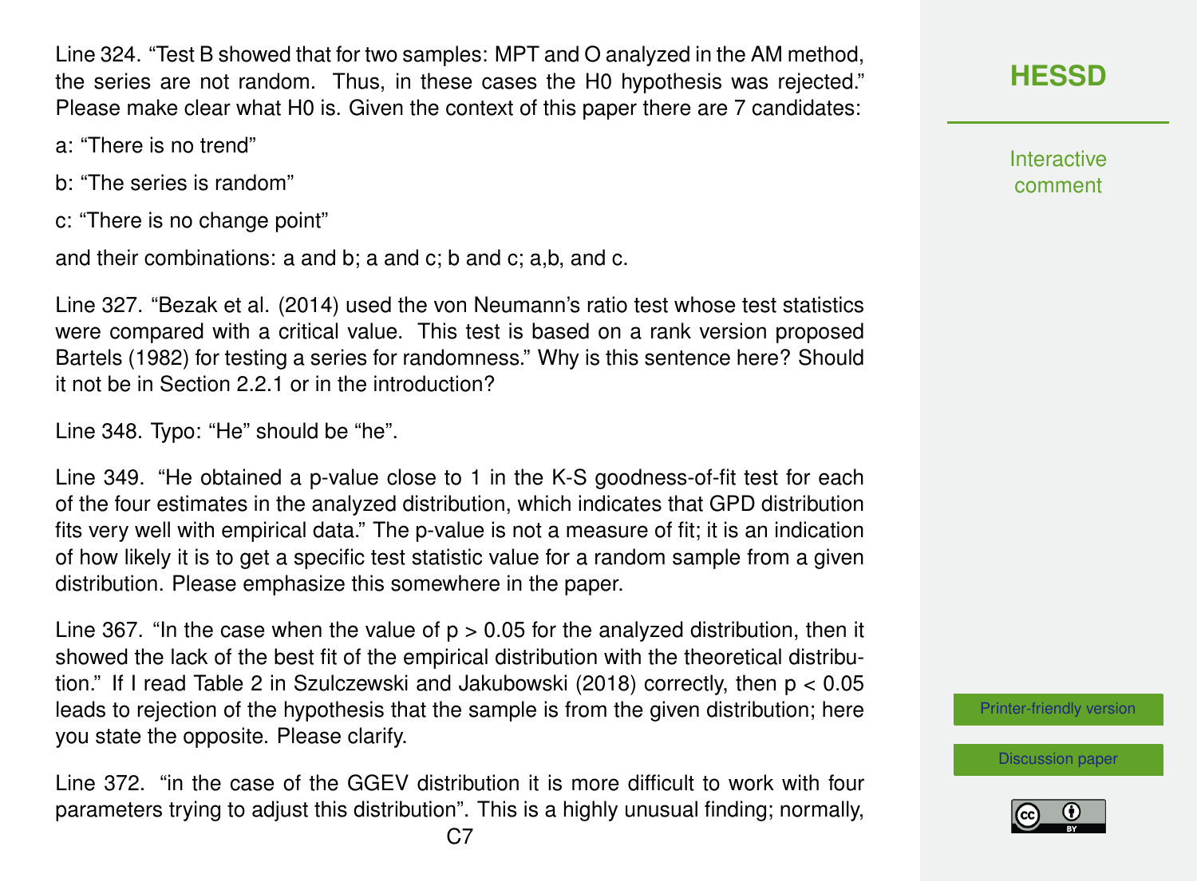Line 324. “Test B showed that for two samples: MPT and O analyzed in the AM method, the series are not random. Thus, in these cases the H0 hypothesis was rejected.” Please make clear what H0 is. Given the context of this paper there are 7 candidates:

a: “There is no trend”

b: “The series is random”

c: “There is no change point”

and their combinations: a and b; a and c; b and c; a,b, and c.

Line 327. “Bezak et al. (2014) used the von Neumann’s ratio test whose test statistics were compared with a critical value. This test is based on a rank version proposed Bartels (1982) for testing a series for randomness.” Why is this sentence here? Should it not be in Section 2.2.1 or in the introduction?

Line 348. Typo: “He” should be “he”.

Line 349. “He obtained a p-value close to 1 in the K-S goodness-of-fit test for each of the four estimates in the analyzed distribution, which indicates that GPD distribution fits very well with empirical data.” The p-value is not a measure of fit; it is an indication of how likely it is to get a specific test statistic value for a random sample from a given distribution. Please emphasize this somewhere in the paper.

Line 367. “In the case when the value of $p > 0.05$ for the analyzed distribution, then it showed the lack of the best fit of the empirical distribution with the theoretical distribution.” If I read Table 2 in Szulczewski and Jakubowski (2018) correctly, then $p < 0.05$ leads to rejection of the hypothesis that the sample is from the given distribution; here you state the opposite. Please clarify.

Line 372. “in the case of the GGEV distribution it is more difficult to work with four parameters trying to adjust this distribution”. This is a highly unusual finding; normally,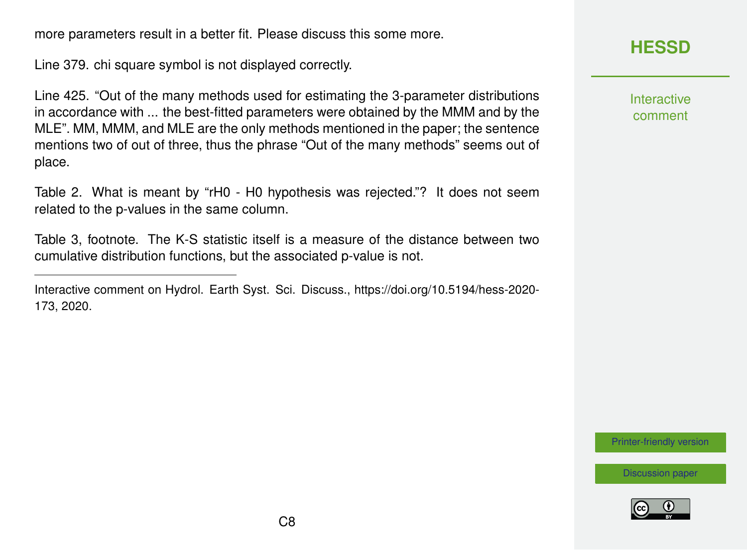more parameters result in a better fit. Please discuss this some more.

Line 379. chi square symbol is not displayed correctly.

Line 425. “Out of the many methods used for estimating the 3-parameter distributions in accordance with ... the best-fitted parameters were obtained by the MMM and by the MLE”. MM, MMM, and MLE are the only methods mentioned in the paper; the sentence mentions two of out of three, thus the phrase “Out of the many methods” seems out of place.

Table 2. What is meant by “rH0 - H0 hypothesis was rejected.”? It does not seem related to the p-values in the same column.

Table 3, footnote. The K-S statistic itself is a measure of the distance between two cumulative distribution functions, but the associated p-value is not.

---

Interactive comment on Hydrol. Earth Syst. Sci. Discuss., https://doi.org/10.5194/hess-2020-173, 2020.